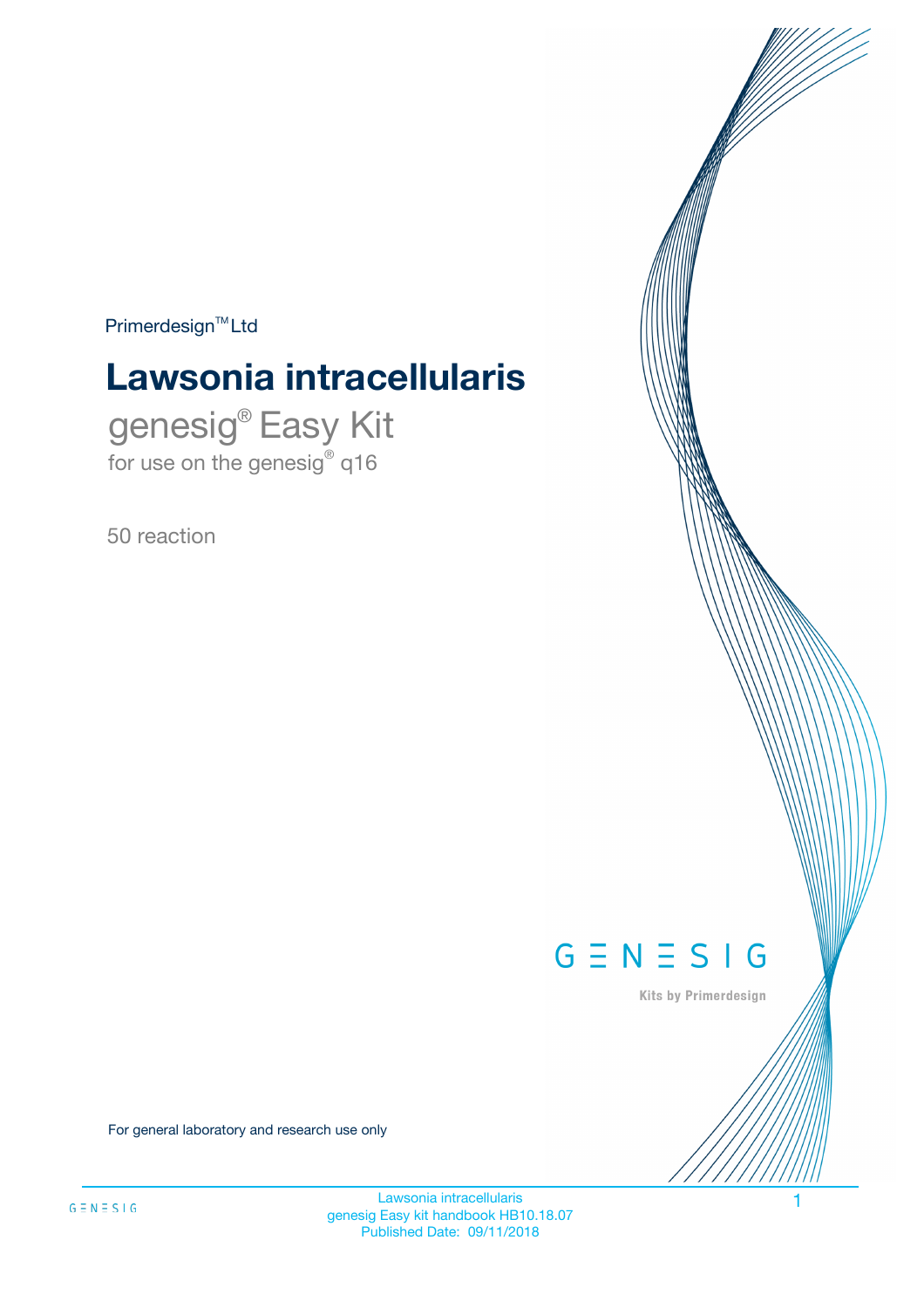Primerdesign™ Ltd

# Lawsonia intracellularis

## genesig® Easy Kit

for use on the genesig® q16

50 reaction

GENESIG

Kits by Primerdesign

For general laboratory and research use only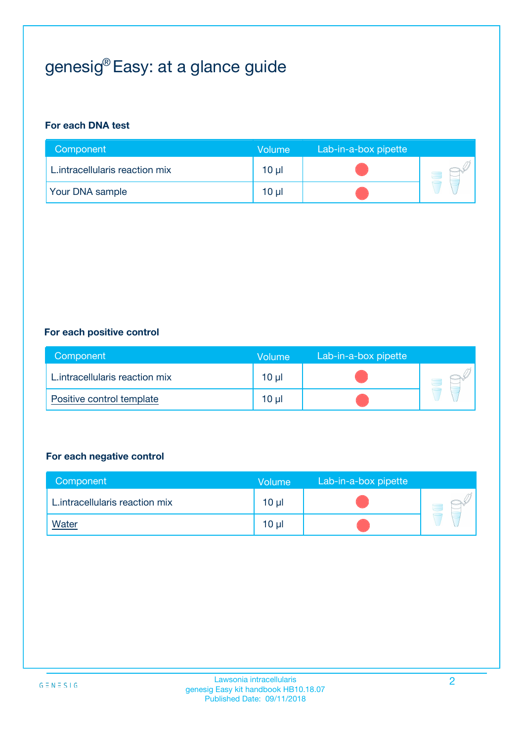# genesig® Easy: at a glance guide

### For each DNA test

| Component | Volume | Lab-in-a-box pipette |
|---|---|---|
| L.intracellularis reaction mix | 10 µl | ● |
| Your DNA sample | 10 µl | ● |

### For each positive control

| Component | Volume | Lab-in-a-box pipette |
|---|---|---|
| L.intracellularis reaction mix | 10 µl | ● |
| Positive control template | 10 µl | ● |

### For each negative control

| Component | Volume | Lab-in-a-box pipette |
|---|---|---|
| L.intracellularis reaction mix | 10 µl | ● |
| Water | 10 µl | ● |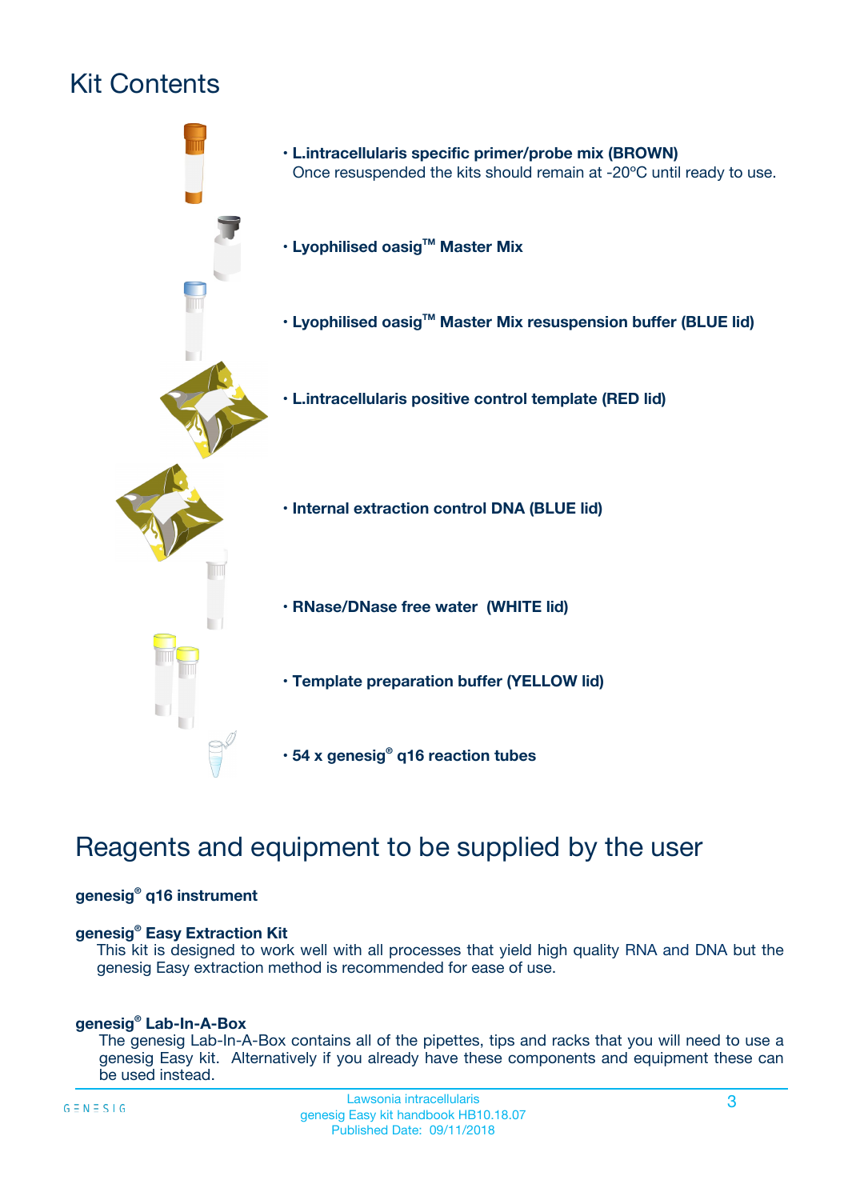# Kit Contents

- **L.intracellularis specific primer/probe mix (BROWN)**
  Once resuspended the kits should remain at -20ºC until ready to use.
- **Lyophilised oasig™ Master Mix**
- **Lyophilised oasig™ Master Mix resuspension buffer (BLUE lid)**
- **L.intracellularis positive control template (RED lid)**
- **Internal extraction control DNA (BLUE lid)**
- **RNase/DNase free water (WHITE lid)**
- **Template preparation buffer (YELLOW lid)**
- **54 x genesig® q16 reaction tubes**

# Reagents and equipment to be supplied by the user

**genesig® q16 instrument**

**genesig® Easy Extraction Kit**
This kit is designed to work well with all processes that yield high quality RNA and DNA but the genesig Easy extraction method is recommended for ease of use.

**genesig® Lab-In-A-Box**
The genesig Lab-In-A-Box contains all of the pipettes, tips and racks that you will need to use a genesig Easy kit. Alternatively if you already have these components and equipment these can be used instead.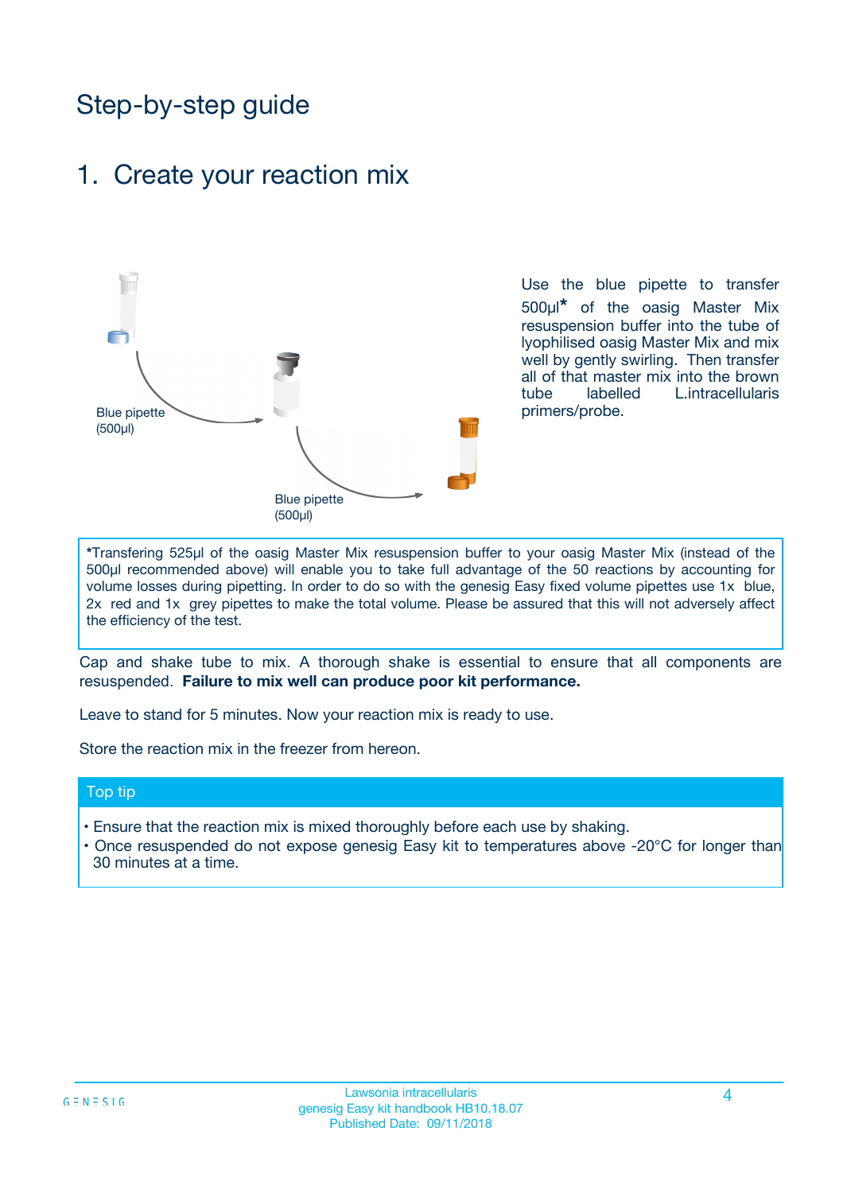# Step-by-step guide

## 1. Create your reaction mix

Blue pipette (500µl)

Blue pipette (500µl)

Use the blue pipette to transfer 500µl* of the oasig Master Mix resuspension buffer into the tube of lyophilised oasig Master Mix and mix well by gently swirling. Then transfer all of that master mix into the brown tube labelled L.intracellularis primers/probe.

*Transfering 525µl of the oasig Master Mix resuspension buffer to your oasig Master Mix (instead of the 500µl recommended above) will enable you to take full advantage of the 50 reactions by accounting for volume losses during pipetting. In order to do so with the genesig Easy fixed volume pipettes use 1x blue, 2x red and 1x grey pipettes to make the total volume. Please be assured that this will not adversely affect the efficiency of the test.

Cap and shake tube to mix. A thorough shake is essential to ensure that all components are resuspended. **Failure to mix well can produce poor kit performance.**

Leave to stand for 5 minutes. Now your reaction mix is ready to use.

Store the reaction mix in the freezer from hereon.

### Top tip

- Ensure that the reaction mix is mixed thoroughly before each use by shaking.
- Once resuspended do not expose genesig Easy kit to temperatures above -20°C for longer than 30 minutes at a time.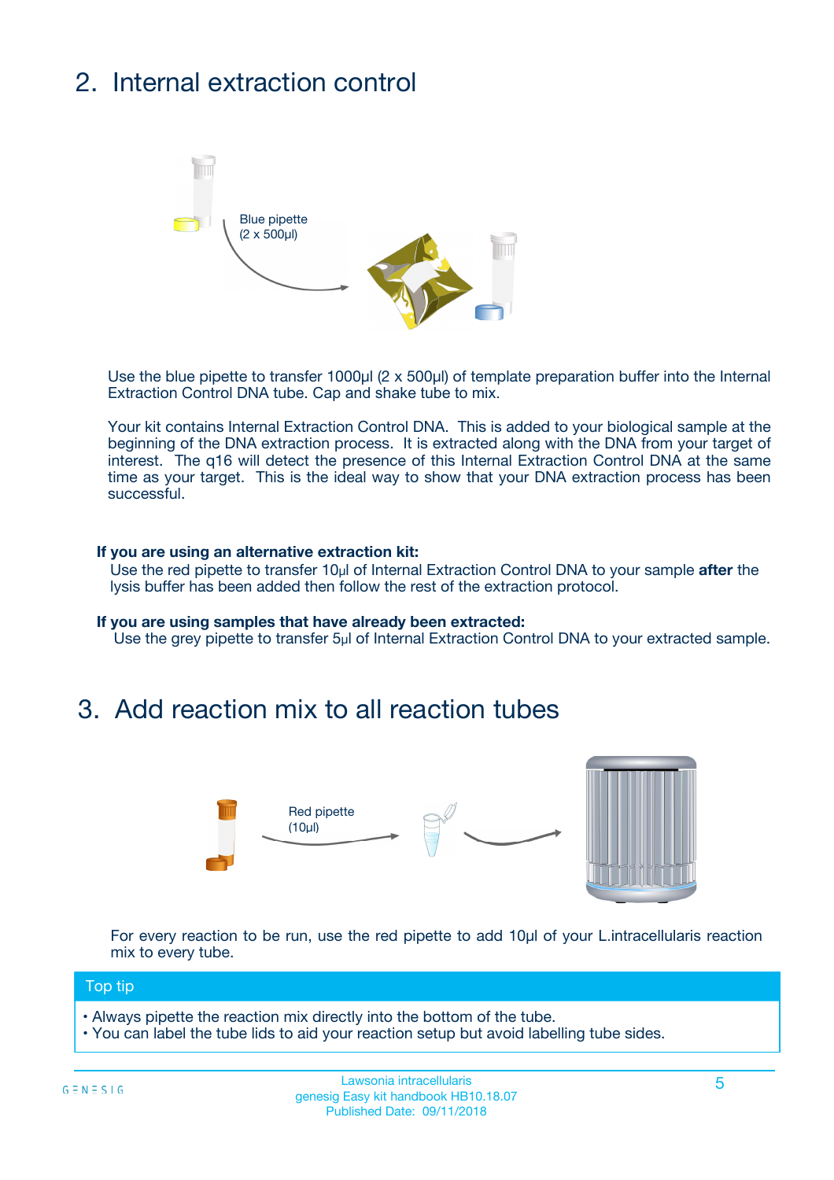## 2. Internal extraction control

Blue pipette
(2 x 500µl)

Use the blue pipette to transfer 1000µl (2 x 500µl) of template preparation buffer into the Internal Extraction Control DNA tube. Cap and shake tube to mix.

Your kit contains Internal Extraction Control DNA. This is added to your biological sample at the beginning of the DNA extraction process. It is extracted along with the DNA from your target of interest. The q16 will detect the presence of this Internal Extraction Control DNA at the same time as your target. This is the ideal way to show that your DNA extraction process has been successful.

**If you are using an alternative extraction kit:**
Use the red pipette to transfer 10µl of Internal Extraction Control DNA to your sample **after** the lysis buffer has been added then follow the rest of the extraction protocol.

**If you are using samples that have already been extracted:**
Use the grey pipette to transfer 5µl of Internal Extraction Control DNA to your extracted sample.

## 3. Add reaction mix to all reaction tubes

Red pipette
(10µl)

For every reaction to be run, use the red pipette to add 10µl of your L.intracellularis reaction mix to every tube.

**Top tip**

- Always pipette the reaction mix directly into the bottom of the tube.
- You can label the tube lids to aid your reaction setup but avoid labelling tube sides.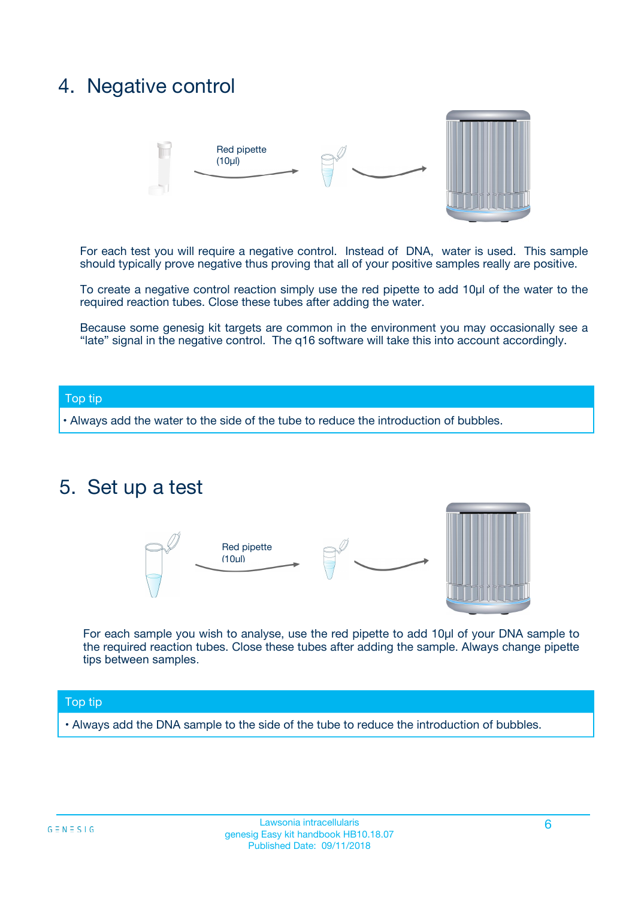## 4. Negative control

Red pipette (10µl)

For each test you will require a negative control. Instead of DNA, water is used. This sample should typically prove negative thus proving that all of your positive samples really are positive.

To create a negative control reaction simply use the red pipette to add 10µl of the water to the required reaction tubes. Close these tubes after adding the water.

Because some genesig kit targets are common in the environment you may occasionally see a "late" signal in the negative control. The q16 software will take this into account accordingly.

**Top tip**

- Always add the water to the side of the tube to reduce the introduction of bubbles.

## 5. Set up a test

Red pipette (10µl)

For each sample you wish to analyse, use the red pipette to add 10µl of your DNA sample to the required reaction tubes. Close these tubes after adding the sample. Always change pipette tips between samples.

**Top tip**

- Always add the DNA sample to the side of the tube to reduce the introduction of bubbles.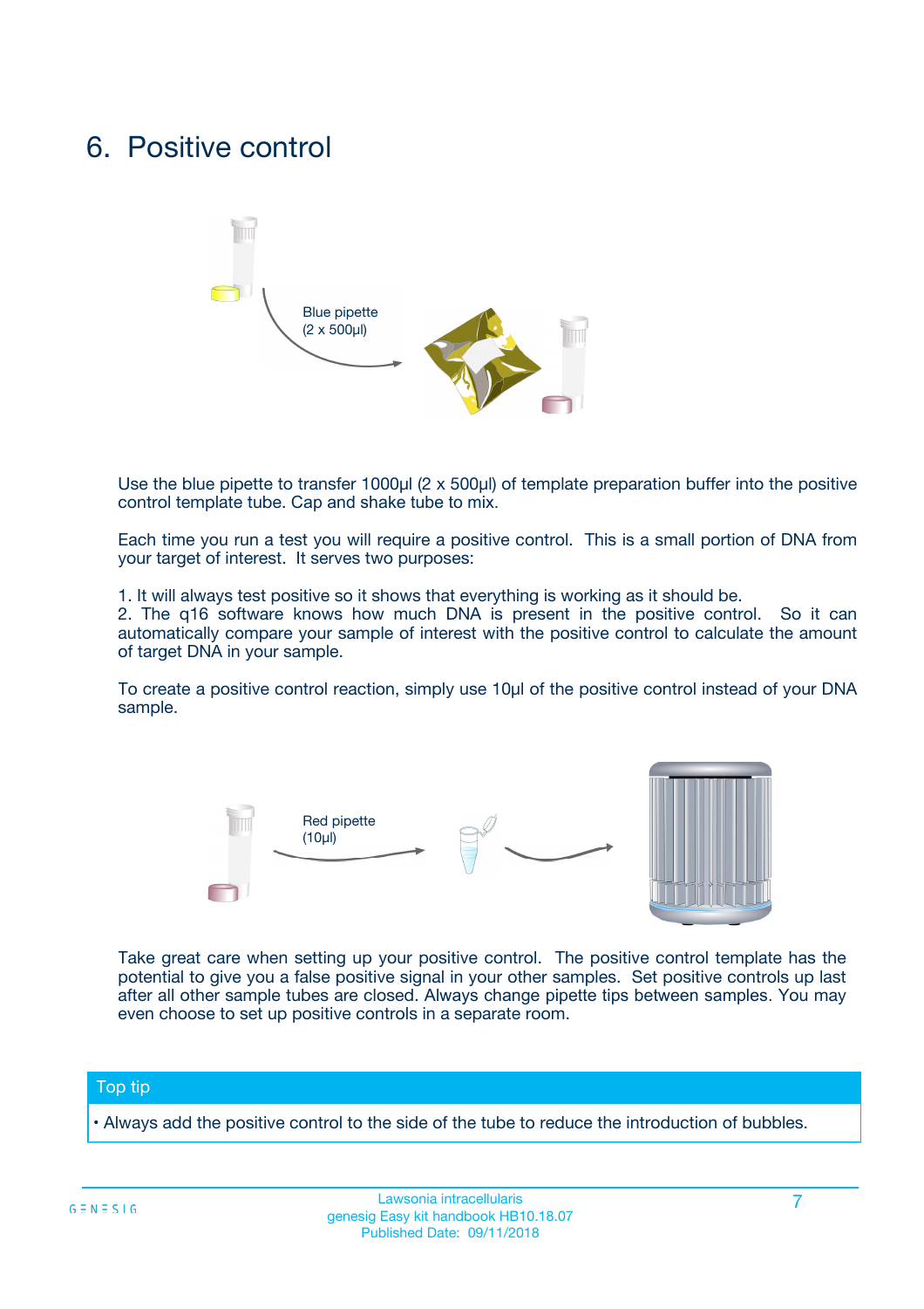# 6. Positive control

Blue pipette
(2 x 500µl)

Use the blue pipette to transfer 1000µl (2 x 500µl) of template preparation buffer into the positive control template tube. Cap and shake tube to mix.

Each time you run a test you will require a positive control. This is a small portion of DNA from your target of interest. It serves two purposes:

1. It will always test positive so it shows that everything is working as it should be.
2. The q16 software knows how much DNA is present in the positive control. So it can automatically compare your sample of interest with the positive control to calculate the amount of target DNA in your sample.

To create a positive control reaction, simply use 10µl of the positive control instead of your DNA sample.

Red pipette
(10µl)

Take great care when setting up your positive control. The positive control template has the potential to give you a false positive signal in your other samples. Set positive controls up last after all other sample tubes are closed. Always change pipette tips between samples. You may even choose to set up positive controls in a separate room.

## Top tip

- Always add the positive control to the side of the tube to reduce the introduction of bubbles.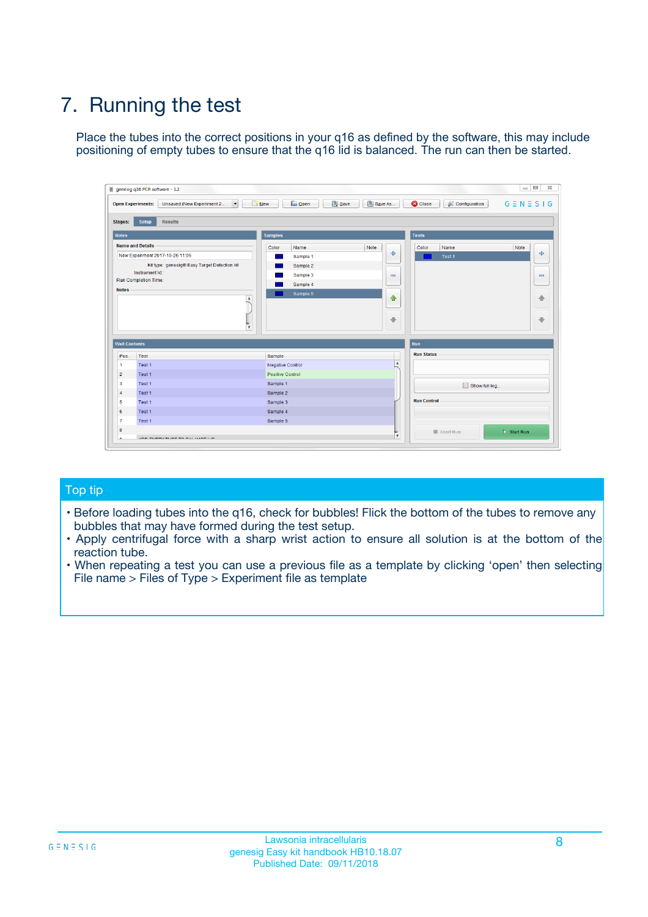# 7. Running the test

Place the tubes into the correct positions in your q16 as defined by the software, this may include positioning of empty tubes to ensure that the q16 lid is balanced. The run can then be started.

## Top tip

- Before loading tubes into the q16, check for bubbles! Flick the bottom of the tubes to remove any bubbles that may have formed during the test setup.
- Apply centrifugal force with a sharp wrist action to ensure all solution is at the bottom of the reaction tube.
- When repeating a test you can use a previous file as a template by clicking 'open' then selecting File name > Files of Type > Experiment file as template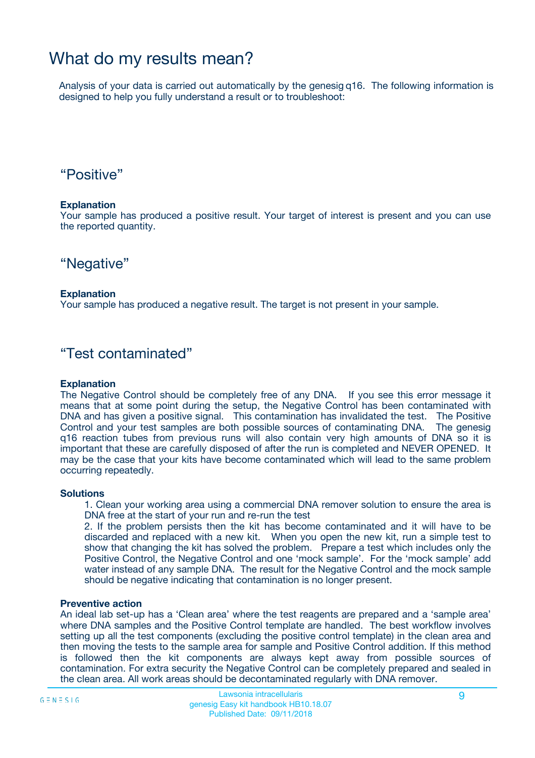# What do my results mean?

Analysis of your data is carried out automatically by the genesig q16. The following information is designed to help you fully understand a result or to troubleshoot:

## “Positive”

**Explanation**
Your sample has produced a positive result. Your target of interest is present and you can use the reported quantity.

## “Negative”

**Explanation**
Your sample has produced a negative result. The target is not present in your sample.

## “Test contaminated”

**Explanation**
The Negative Control should be completely free of any DNA. If you see this error message it means that at some point during the setup, the Negative Control has been contaminated with DNA and has given a positive signal. This contamination has invalidated the test. The Positive Control and your test samples are both possible sources of contaminating DNA. The genesig q16 reaction tubes from previous runs will also contain very high amounts of DNA so it is important that these are carefully disposed of after the run is completed and NEVER OPENED. It may be the case that your kits have become contaminated which will lead to the same problem occurring repeatedly.

**Solutions**

1. Clean your working area using a commercial DNA remover solution to ensure the area is DNA free at the start of your run and re-run the test
2. If the problem persists then the kit has become contaminated and it will have to be discarded and replaced with a new kit. When you open the new kit, run a simple test to show that changing the kit has solved the problem. Prepare a test which includes only the Positive Control, the Negative Control and one ‘mock sample’. For the ‘mock sample’ add water instead of any sample DNA. The result for the Negative Control and the mock sample should be negative indicating that contamination is no longer present.

**Preventive action**
An ideal lab set-up has a ‘Clean area’ where the test reagents are prepared and a ‘sample area’ where DNA samples and the Positive Control template are handled. The best workflow involves setting up all the test components (excluding the positive control template) in the clean area and then moving the tests to the sample area for sample and Positive Control addition. If this method is followed then the kit components are always kept away from possible sources of contamination. For extra security the Negative Control can be completely prepared and sealed in the clean area. All work areas should be decontaminated regularly with DNA remover.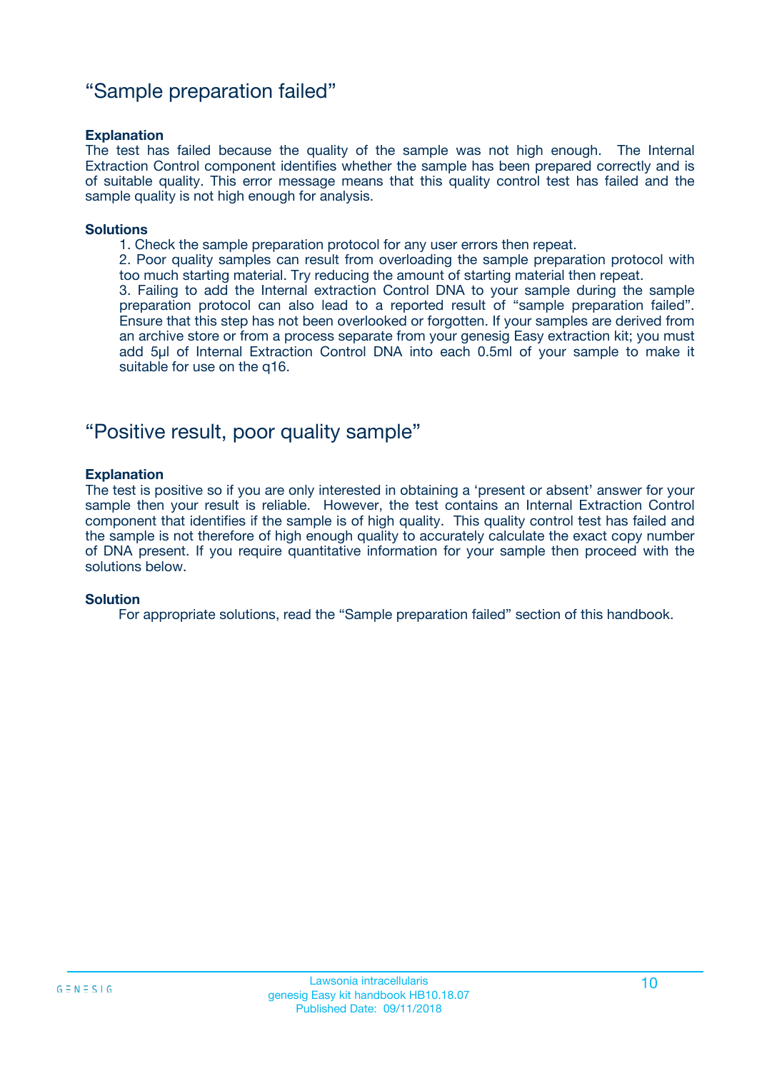## “Sample preparation failed”

**Explanation**

The test has failed because the quality of the sample was not high enough. The Internal Extraction Control component identifies whether the sample has been prepared correctly and is of suitable quality. This error message means that this quality control test has failed and the sample quality is not high enough for analysis.

**Solutions**

1. Check the sample preparation protocol for any user errors then repeat.
2. Poor quality samples can result from overloading the sample preparation protocol with too much starting material. Try reducing the amount of starting material then repeat.
3. Failing to add the Internal extraction Control DNA to your sample during the sample preparation protocol can also lead to a reported result of “sample preparation failed”. Ensure that this step has not been overlooked or forgotten. If your samples are derived from an archive store or from a process separate from your genesig Easy extraction kit; you must add 5µl of Internal Extraction Control DNA into each 0.5ml of your sample to make it suitable for use on the q16.

## “Positive result, poor quality sample”

**Explanation**

The test is positive so if you are only interested in obtaining a ‘present or absent’ answer for your sample then your result is reliable. However, the test contains an Internal Extraction Control component that identifies if the sample is of high quality. This quality control test has failed and the sample is not therefore of high enough quality to accurately calculate the exact copy number of DNA present. If you require quantitative information for your sample then proceed with the solutions below.

**Solution**

For appropriate solutions, read the “Sample preparation failed” section of this handbook.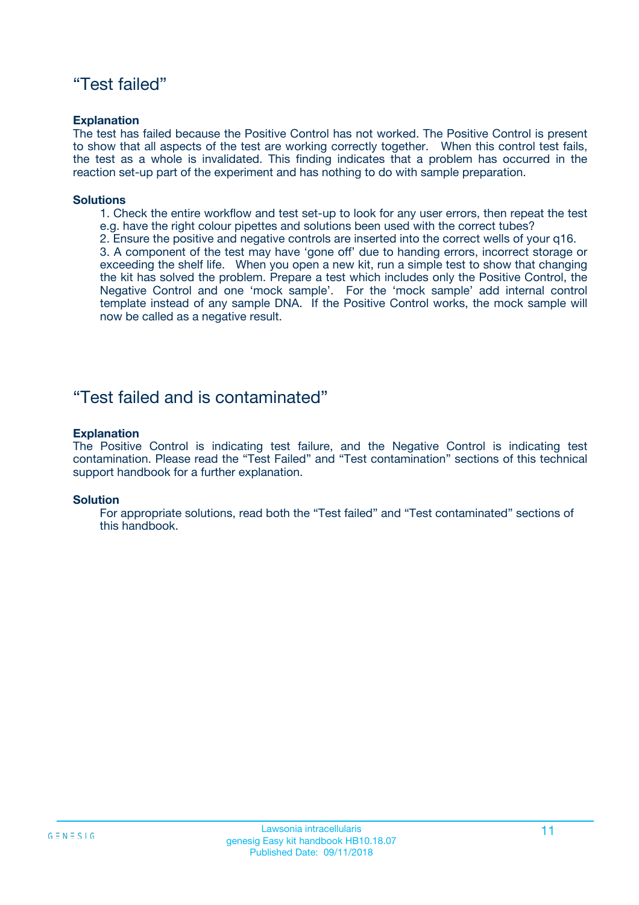## “Test failed”

**Explanation**

The test has failed because the Positive Control has not worked. The Positive Control is present to show that all aspects of the test are working correctly together. When this control test fails, the test as a whole is invalidated. This finding indicates that a problem has occurred in the reaction set-up part of the experiment and has nothing to do with sample preparation.

**Solutions**

1. Check the entire workflow and test set-up to look for any user errors, then repeat the test e.g. have the right colour pipettes and solutions been used with the correct tubes?
2. Ensure the positive and negative controls are inserted into the correct wells of your q16.
3. A component of the test may have ‘gone off’ due to handing errors, incorrect storage or exceeding the shelf life. When you open a new kit, run a simple test to show that changing the kit has solved the problem. Prepare a test which includes only the Positive Control, the Negative Control and one ‘mock sample’. For the ‘mock sample’ add internal control template instead of any sample DNA. If the Positive Control works, the mock sample will now be called as a negative result.

## “Test failed and is contaminated”

**Explanation**

The Positive Control is indicating test failure, and the Negative Control is indicating test contamination. Please read the “Test Failed” and “Test contamination” sections of this technical support handbook for a further explanation.

**Solution**

For appropriate solutions, read both the “Test failed” and “Test contaminated” sections of this handbook.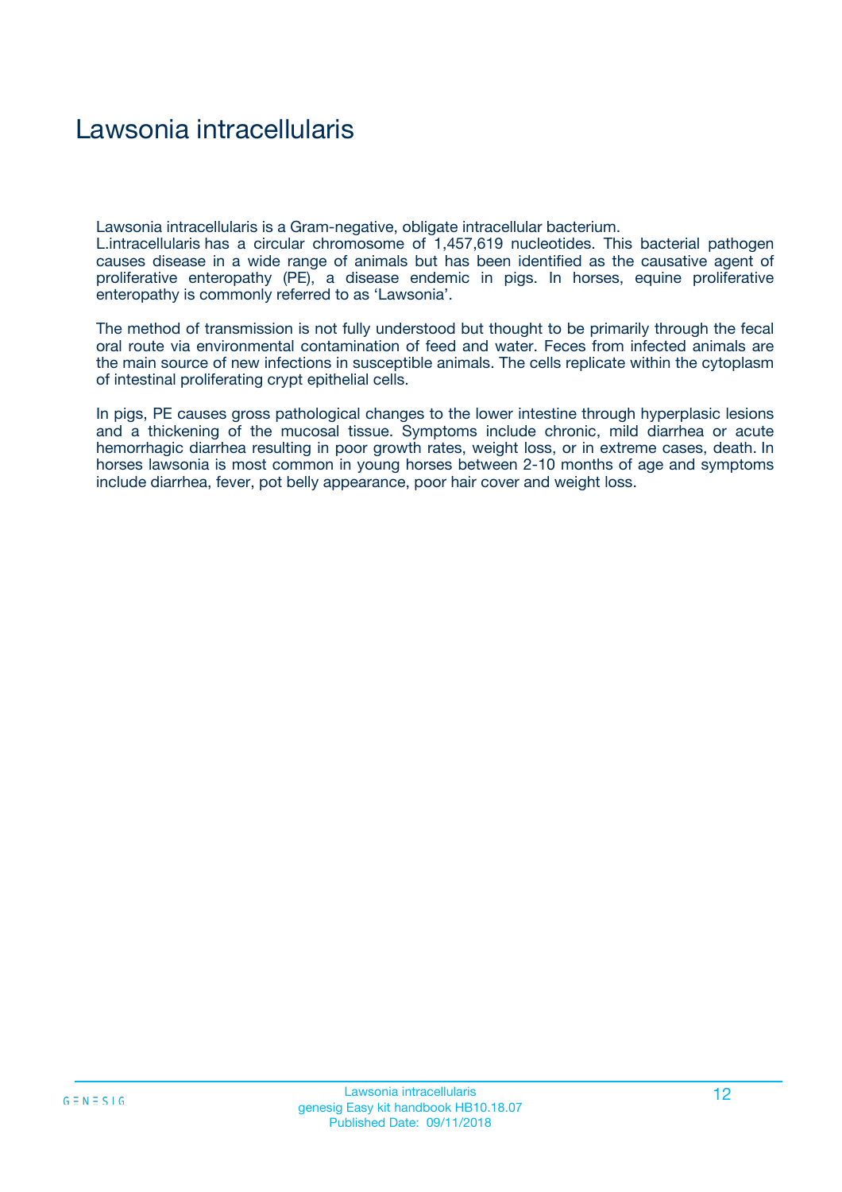# Lawsonia intracellularis

Lawsonia intracellularis is a Gram-negative, obligate intracellular bacterium.
L.intracellularis has a circular chromosome of 1,457,619 nucleotides. This bacterial pathogen causes disease in a wide range of animals but has been identified as the causative agent of proliferative enteropathy (PE), a disease endemic in pigs. In horses, equine proliferative enteropathy is commonly referred to as 'Lawsonia'.

The method of transmission is not fully understood but thought to be primarily through the fecal oral route via environmental contamination of feed and water. Feces from infected animals are the main source of new infections in susceptible animals. The cells replicate within the cytoplasm of intestinal proliferating crypt epithelial cells.

In pigs, PE causes gross pathological changes to the lower intestine through hyperplasic lesions and a thickening of the mucosal tissue. Symptoms include chronic, mild diarrhea or acute hemorrhagic diarrhea resulting in poor growth rates, weight loss, or in extreme cases, death. In horses lawsonia is most common in young horses between 2-10 months of age and symptoms include diarrhea, fever, pot belly appearance, poor hair cover and weight loss.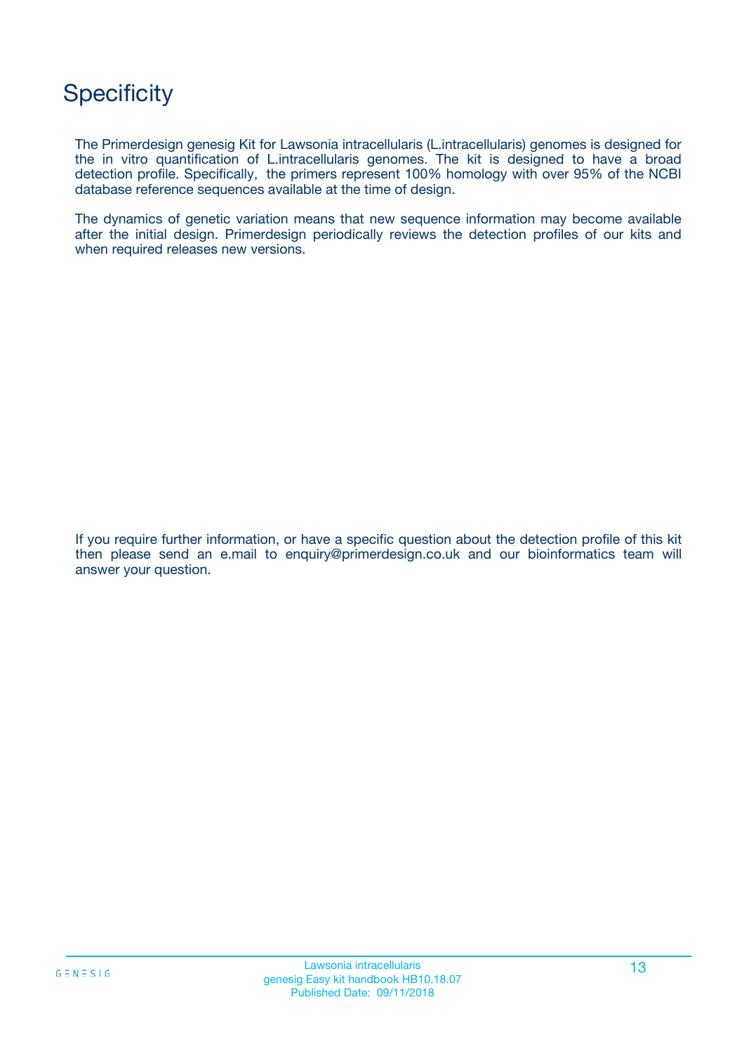# Specificity

The Primerdesign genesig Kit for Lawsonia intracellularis (L.intracellularis) genomes is designed for the in vitro quantification of L.intracellularis genomes. The kit is designed to have a broad detection profile. Specifically, the primers represent 100% homology with over 95% of the NCBI database reference sequences available at the time of design.

The dynamics of genetic variation means that new sequence information may become available after the initial design. Primerdesign periodically reviews the detection profiles of our kits and when required releases new versions.

If you require further information, or have a specific question about the detection profile of this kit then please send an e.mail to enquiry@primerdesign.co.uk and our bioinformatics team will answer your question.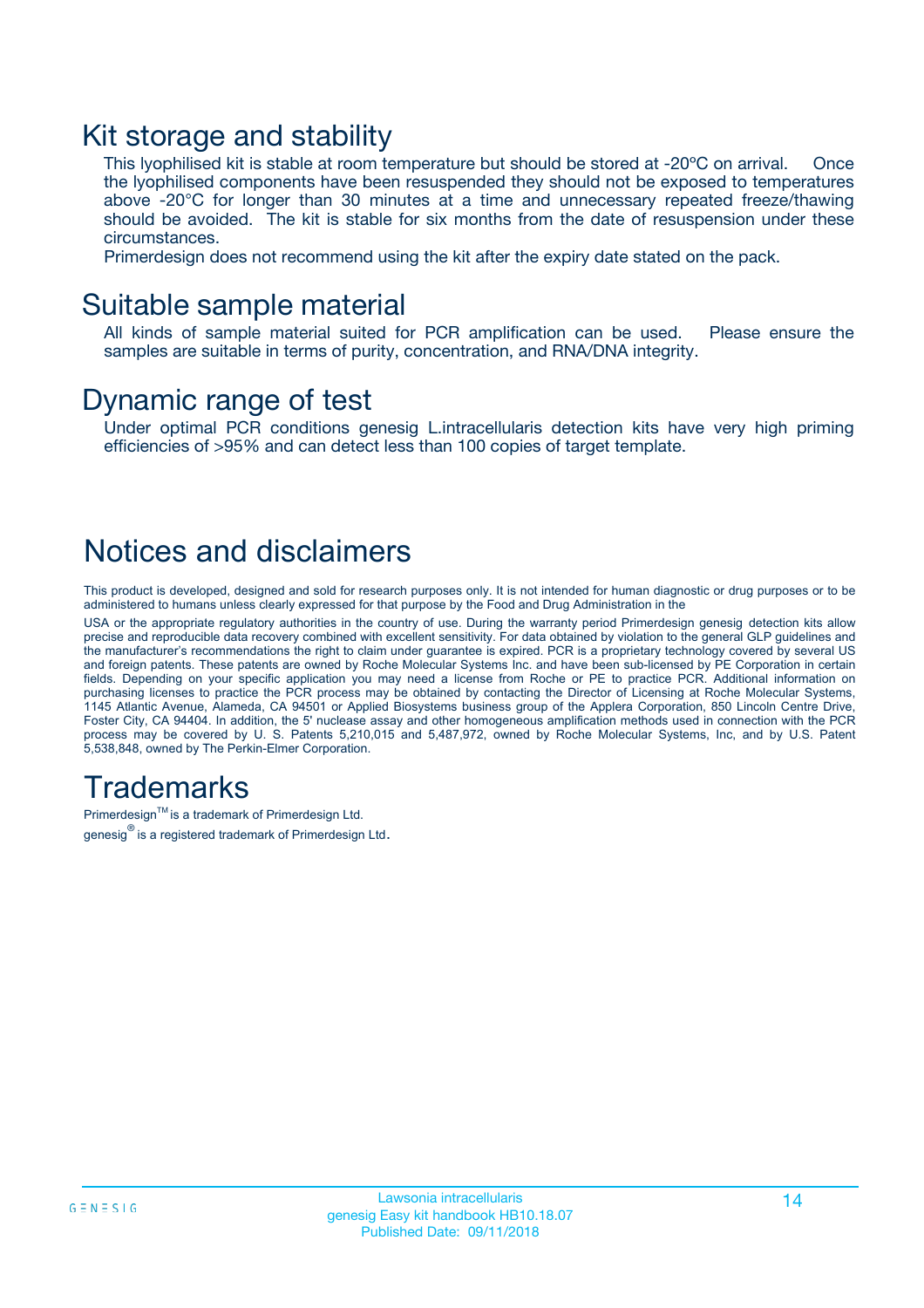## Kit storage and stability

This lyophilised kit is stable at room temperature but should be stored at -20ºC on arrival. Once the lyophilised components have been resuspended they should not be exposed to temperatures above -20°C for longer than 30 minutes at a time and unnecessary repeated freeze/thawing should be avoided. The kit is stable for six months from the date of resuspension under these circumstances.

Primerdesign does not recommend using the kit after the expiry date stated on the pack.

## Suitable sample material

All kinds of sample material suited for PCR amplification can be used. Please ensure the samples are suitable in terms of purity, concentration, and RNA/DNA integrity.

## Dynamic range of test

Under optimal PCR conditions genesig L.intracellularis detection kits have very high priming efficiencies of >95% and can detect less than 100 copies of target template.

# Notices and disclaimers

This product is developed, designed and sold for research purposes only. It is not intended for human diagnostic or drug purposes or to be administered to humans unless clearly expressed for that purpose by the Food and Drug Administration in the

USA or the appropriate regulatory authorities in the country of use. During the warranty period Primerdesign genesig detection kits allow precise and reproducible data recovery combined with excellent sensitivity. For data obtained by violation to the general GLP guidelines and the manufacturer's recommendations the right to claim under guarantee is expired. PCR is a proprietary technology covered by several US and foreign patents. These patents are owned by Roche Molecular Systems Inc. and have been sub-licensed by PE Corporation in certain fields. Depending on your specific application you may need a license from Roche or PE to practice PCR. Additional information on purchasing licenses to practice the PCR process may be obtained by contacting the Director of Licensing at Roche Molecular Systems, 1145 Atlantic Avenue, Alameda, CA 94501 or Applied Biosystems business group of the Applera Corporation, 850 Lincoln Centre Drive, Foster City, CA 94404. In addition, the 5' nuclease assay and other homogeneous amplification methods used in connection with the PCR process may be covered by U. S. Patents 5,210,015 and 5,487,972, owned by Roche Molecular Systems, Inc, and by U.S. Patent 5,538,848, owned by The Perkin-Elmer Corporation.

# Trademarks

Primerdesign™ is a trademark of Primerdesign Ltd.

genesig® is a registered trademark of Primerdesign Ltd.